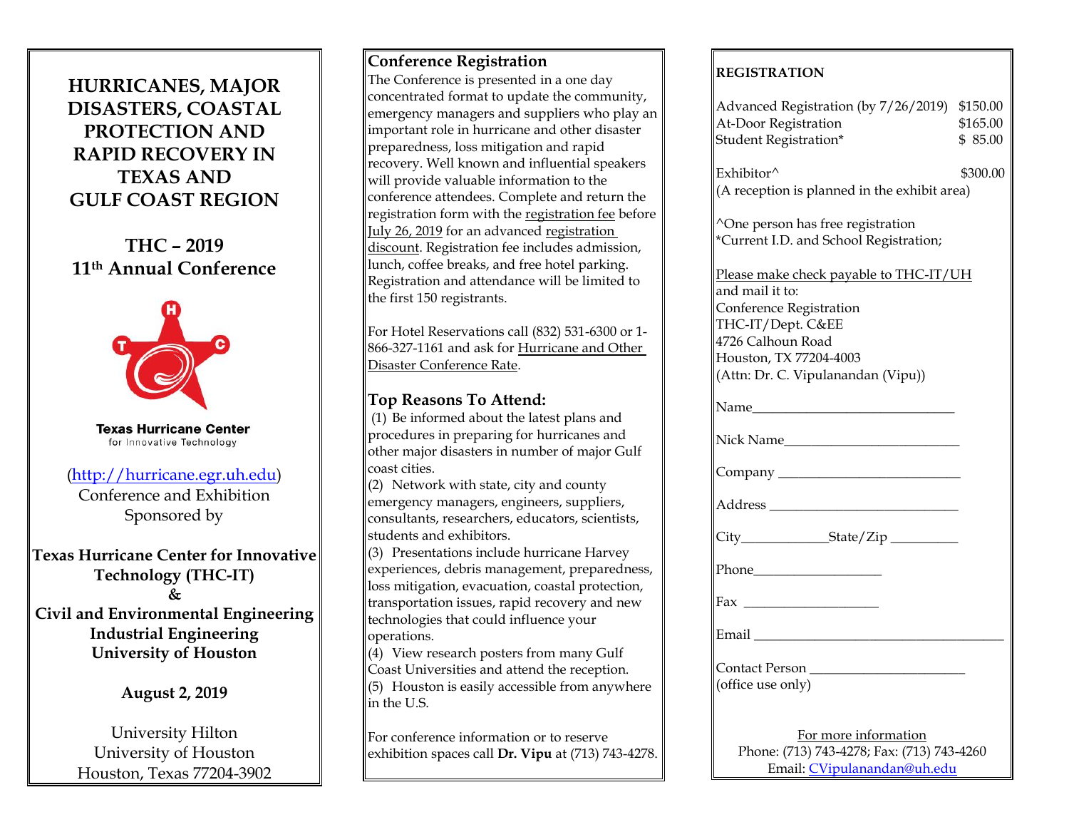# HURRICANES, MAJOR DISASTERS, COASTAL PROTECTION AND RAPID RECOVERY IN TEXAS AND GULF COAST REGION

## THC – 2019
## 11th Annual Conference

**Texas Hurricane Center**
for Innovative Technology

(http://hurricane.egr.uh.edu)
Conference and Exhibition
Sponsored by

**Texas Hurricane Center for Innovative Technology (THC-IT)**
**&**
**Civil and Environmental Engineering**
**Industrial Engineering**
**University of Houston**

**August 2, 2019**

University Hilton
University of Houston
Houston, Texas 77204-3902

## Conference Registration

The Conference is presented in a one day concentrated format to update the community, emergency managers and suppliers who play an important role in hurricane and other disaster preparedness, loss mitigation and rapid recovery. Well known and influential speakers will provide valuable information to the conference attendees. Complete and return the registration form with the registration fee before July 26, 2019 for an advanced registration discount. Registration fee includes admission, lunch, coffee breaks, and free hotel parking. Registration and attendance will be limited to the first 150 registrants.

For Hotel Reservations call (832) 531-6300 or 1-866-327-1161 and ask for Hurricane and Other Disaster Conference Rate.

## Top Reasons To Attend:

(1) Be informed about the latest plans and procedures in preparing for hurricanes and other major disasters in number of major Gulf coast cities.
(2) Network with state, city and county emergency managers, engineers, suppliers, consultants, researchers, educators, scientists, students and exhibitors.
(3) Presentations include hurricane Harvey experiences, debris management, preparedness, loss mitigation, evacuation, coastal protection, transportation issues, rapid recovery and new technologies that could influence your operations.
(4) View research posters from many Gulf Coast Universities and attend the reception.
(5) Houston is easily accessible from anywhere in the U.S.

For conference information or to reserve exhibition spaces call **Dr. Vipu** at (713) 743-4278.

## REGISTRATION

| | |
|---|---|
| Advanced Registration (by 7/26/2019) | $150.00 |
| At-Door Registration | $165.00 |
| Student Registration* | $ 85.00 |
| Exhibitor^ | $300.00 |

(A reception is planned in the exhibit area)

^One person has free registration
*Current I.D. and School Registration;

Please make check payable to THC-IT/UH and mail it to:
Conference Registration
THC-IT/Dept. C&EE
4726 Calhoun Road
Houston, TX 77204-4003
(Attn: Dr. C. Vipulanandan (Vipu))

Name______________________________

Nick Name__________________________

Company ___________________________

Address ____________________________

City_____________State/Zip __________

Phone___________________

Fax ____________________

Email ____________________________________

Contact Person ______________________
(office use only)

For more information
Phone: (713) 743-4278; Fax: (713) 743-4260
Email: CVipulanandan@uh.edu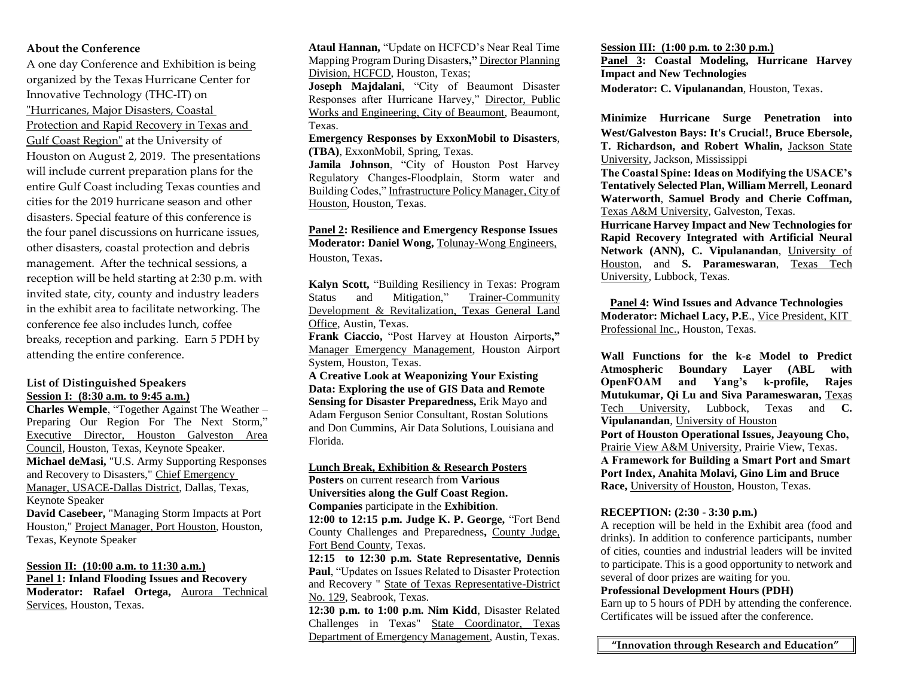### About the Conference

A one day Conference and Exhibition is being organized by the Texas Hurricane Center for Innovative Technology (THC-IT) on "Hurricanes, Major Disasters, Coastal Protection and Rapid Recovery in Texas and Gulf Coast Region" at the University of Houston on August 2, 2019. The presentations will include current preparation plans for the entire Gulf Coast including Texas counties and cities for the 2019 hurricane season and other disasters. Special feature of this conference is the four panel discussions on hurricane issues, other disasters, coastal protection and debris management. After the technical sessions, a reception will be held starting at 2:30 p.m. with invited state, city, county and industry leaders in the exhibit area to facilitate networking. The conference fee also includes lunch, coffee breaks, reception and parking. Earn 5 PDH by attending the entire conference.

### List of Distinguished Speakers

**Session I: (8:30 a.m. to 9:45 a.m.)**

**Charles Wemple**, "Together Against The Weather – Preparing Our Region For The Next Storm," Executive Director, Houston Galveston Area Council, Houston, Texas, Keynote Speaker.

**Michael deMasi,** "U.S. Army Supporting Responses and Recovery to Disasters," Chief Emergency Manager, USACE-Dallas District, Dallas, Texas, Keynote Speaker

**David Casebeer,** "Managing Storm Impacts at Port Houston," Project Manager, Port Houston, Houston, Texas, Keynote Speaker

**Session II: (10:00 a.m. to 11:30 a.m.)**

**Panel 1: Inland Flooding Issues and Recovery**
**Moderator: Rafael Ortega,** Aurora Technical Services, Houston, Texas.

**Ataul Hannan,** "Update on HCFCD's Near Real Time Mapping Program During Disasters," Director Planning Division, HCFCD, Houston, Texas;

**Joseph Majdalani**, "City of Beaumont Disaster Responses after Hurricane Harvey," Director, Public Works and Engineering, City of Beaumont, Beaumont, Texas.

**Emergency Responses by ExxonMobil to Disasters**, **(TBA)**, ExxonMobil, Spring, Texas.

**Jamila Johnson**, "City of Houston Post Harvey Regulatory Changes-Floodplain, Storm water and Building Codes," Infrastructure Policy Manager, City of Houston, Houston, Texas.

**Panel 2: Resilience and Emergency Response Issues**
**Moderator: Daniel Wong,** Tolunay-Wong Engineers, Houston, Texas.

**Kalyn Scott,** "Building Resiliency in Texas: Program Status and Mitigation," Trainer-Community Development & Revitalization, Texas General Land Office, Austin, Texas.

**Frank Ciaccio,** "Post Harvey at Houston Airports," Manager Emergency Management, Houston Airport System, Houston, Texas.

**A Creative Look at Weaponizing Your Existing Data: Exploring the use of GIS Data and Remote Sensing for Disaster Preparedness,** Erik Mayo and Adam Ferguson Senior Consultant, Rostan Solutions and Don Cummins, Air Data Solutions, Louisiana and Florida.

**Lunch Break, Exhibition & Research Posters**

**Posters** on current research from **Various Universities along the Gulf Coast Region.**
**Companies** participate in the **Exhibition**.

**12:00 to 12:15 p.m. Judge K. P. George,** "Fort Bend County Challenges and Preparedness, County Judge, Fort Bend County, Texas.

**12:15 to 12:30 p.m. State Representative, Dennis Paul**, "Updates on Issues Related to Disaster Protection and Recovery " State of Texas Representative-District No. 129, Seabrook, Texas.

**12:30 p.m. to 1:00 p.m. Nim Kidd**, Disaster Related Challenges in Texas" State Coordinator, Texas Department of Emergency Management, Austin, Texas.

**Session III: (1:00 p.m. to 2:30 p.m.)**

**Panel 3: Coastal Modeling, Hurricane Harvey Impact and New Technologies**
**Moderator: C. Vipulanandan**, Houston, Texas.

**Minimize Hurricane Surge Penetration into West/Galveston Bays: It's Crucial!, Bruce Ebersole, T. Richardson, and Robert Whalin,** Jackson State University, Jackson, Mississippi

**The Coastal Spine: Ideas on Modifying the USACE's Tentatively Selected Plan, William Merrell, Leonard Waterworth**, **Samuel Brody and Cherie Coffman,** Texas A&M University, Galveston, Texas.

**Hurricane Harvey Impact and New Technologies for Rapid Recovery Integrated with Artificial Neural Network (ANN), C. Vipulanandan**, University of Houston, and **S. Parameswaran**, Texas Tech University, Lubbock, Texas.

**Panel 4: Wind Issues and Advance Technologies**
**Moderator: Michael Lacy, P.E**., Vice President, KIT Professional Inc., Houston, Texas.

**Wall Functions for the k-$\varepsilon$ Model to Predict Atmospheric Boundary Layer (ABL with OpenFOAM and Yang's k-profile, Rajes Mutukumar, Qi Lu and Siva Parameswaran,** Texas Tech University, Lubbock, Texas and **C. Vipulanandan**, University of Houston

**Port of Houston Operational Issues, Jeayoung Cho,** Prairie View A&M University, Prairie View, Texas.

**A Framework for Building a Smart Port and Smart Port Index, Anahita Molavi, Gino Lim and Bruce Race,** University of Houston, Houston, Texas.

**RECEPTION: (2:30 - 3:30 p.m.)**

A reception will be held in the Exhibit area (food and drinks). In addition to conference participants, number of cities, counties and industrial leaders will be invited to participate. This is a good opportunity to network and several of door prizes are waiting for you.

**Professional Development Hours (PDH)**

Earn up to 5 hours of PDH by attending the conference. Certificates will be issued after the conference.

**"Innovation through Research and Education"**